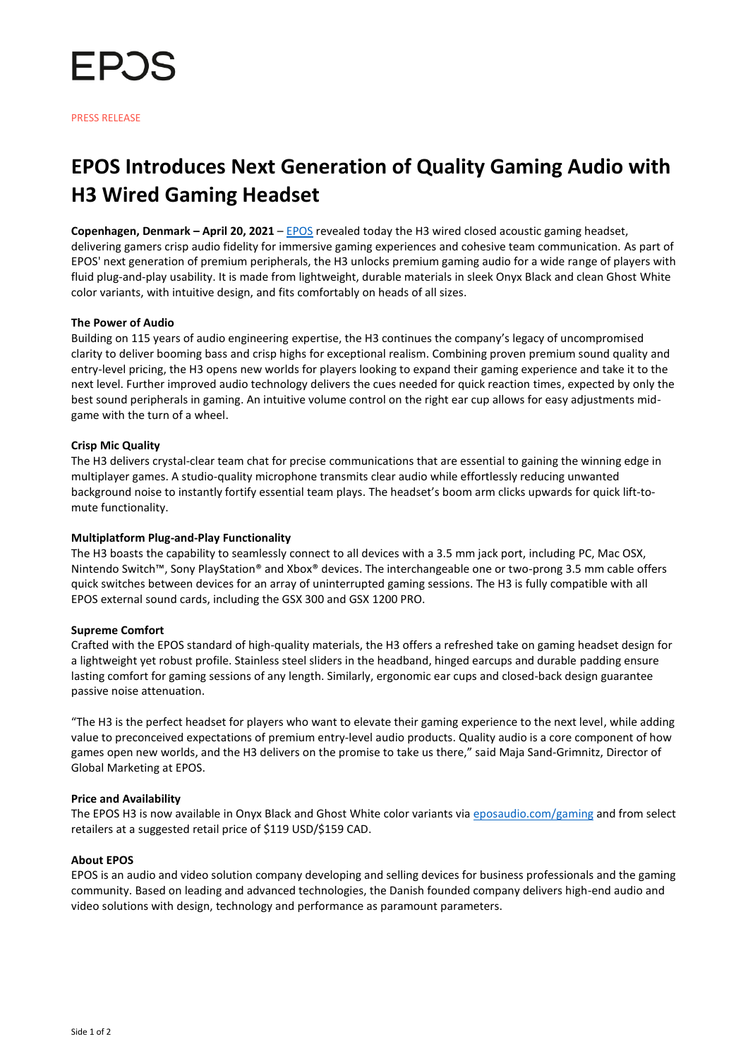EPOS

PRESS RELEASE

# EPOS Introduces Next Generation of Quality Gaming Audio with H3 Wired Gaming Headset

**Copenhagen, Denmark – April 20, 2021** – EPOS revealed today the H3 wired closed acoustic gaming headset, delivering gamers crisp audio fidelity for immersive gaming experiences and cohesive team communication. As part of EPOS' next generation of premium peripherals, the H3 unlocks premium gaming audio for a wide range of players with fluid plug-and-play usability. It is made from lightweight, durable materials in sleek Onyx Black and clean Ghost White color variants, with intuitive design, and fits comfortably on heads of all sizes.

**The Power of Audio**

Building on 115 years of audio engineering expertise, the H3 continues the company's legacy of uncompromised clarity to deliver booming bass and crisp highs for exceptional realism. Combining proven premium sound quality and entry-level pricing, the H3 opens new worlds for players looking to expand their gaming experience and take it to the next level. Further improved audio technology delivers the cues needed for quick reaction times, expected by only the best sound peripherals in gaming. An intuitive volume control on the right ear cup allows for easy adjustments mid-game with the turn of a wheel.

**Crisp Mic Quality**

The H3 delivers crystal-clear team chat for precise communications that are essential to gaining the winning edge in multiplayer games. A studio-quality microphone transmits clear audio while effortlessly reducing unwanted background noise to instantly fortify essential team plays. The headset's boom arm clicks upwards for quick lift-to-mute functionality.

**Multiplatform Plug-and-Play Functionality**

The H3 boasts the capability to seamlessly connect to all devices with a 3.5 mm jack port, including PC, Mac OSX, Nintendo Switch™, Sony PlayStation® and Xbox® devices. The interchangeable one or two-prong 3.5 mm cable offers quick switches between devices for an array of uninterrupted gaming sessions. The H3 is fully compatible with all EPOS external sound cards, including the GSX 300 and GSX 1200 PRO.

**Supreme Comfort**

Crafted with the EPOS standard of high-quality materials, the H3 offers a refreshed take on gaming headset design for a lightweight yet robust profile. Stainless steel sliders in the headband, hinged earcups and durable padding ensure lasting comfort for gaming sessions of any length. Similarly, ergonomic ear cups and closed-back design guarantee passive noise attenuation.

"The H3 is the perfect headset for players who want to elevate their gaming experience to the next level, while adding value to preconceived expectations of premium entry-level audio products. Quality audio is a core component of how games open new worlds, and the H3 delivers on the promise to take us there," said Maja Sand-Grimnitz, Director of Global Marketing at EPOS.

**Price and Availability**

The EPOS H3 is now available in Onyx Black and Ghost White color variants via eposaudio.com/gaming and from select retailers at a suggested retail price of $119 USD/$159 CAD.

**About EPOS**

EPOS is an audio and video solution company developing and selling devices for business professionals and the gaming community. Based on leading and advanced technologies, the Danish founded company delivers high-end audio and video solutions with design, technology and performance as paramount parameters.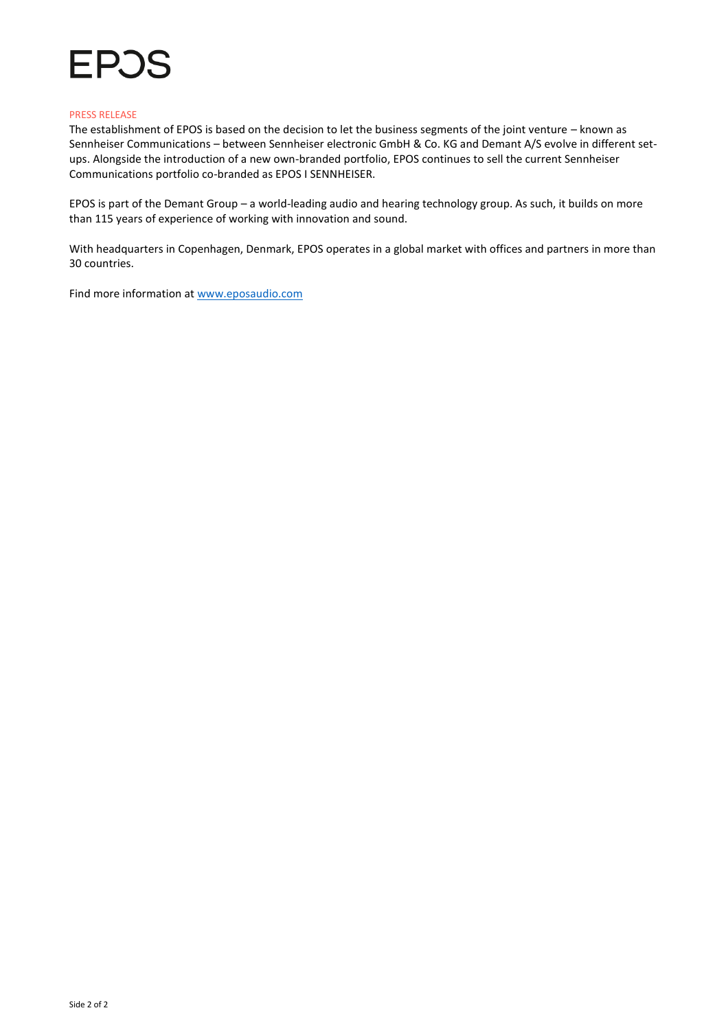PRESS RELEASE

The establishment of EPOS is based on the decision to let the business segments of the joint venture – known as Sennheiser Communications – between Sennheiser electronic GmbH & Co. KG and Demant A/S evolve in different set-ups. Alongside the introduction of a new own-branded portfolio, EPOS continues to sell the current Sennheiser Communications portfolio co-branded as EPOS I SENNHEISER.

EPOS is part of the Demant Group – a world-leading audio and hearing technology group. As such, it builds on more than 115 years of experience of working with innovation and sound.

With headquarters in Copenhagen, Denmark, EPOS operates in a global market with offices and partners in more than 30 countries.

Find more information at www.eposaudio.com